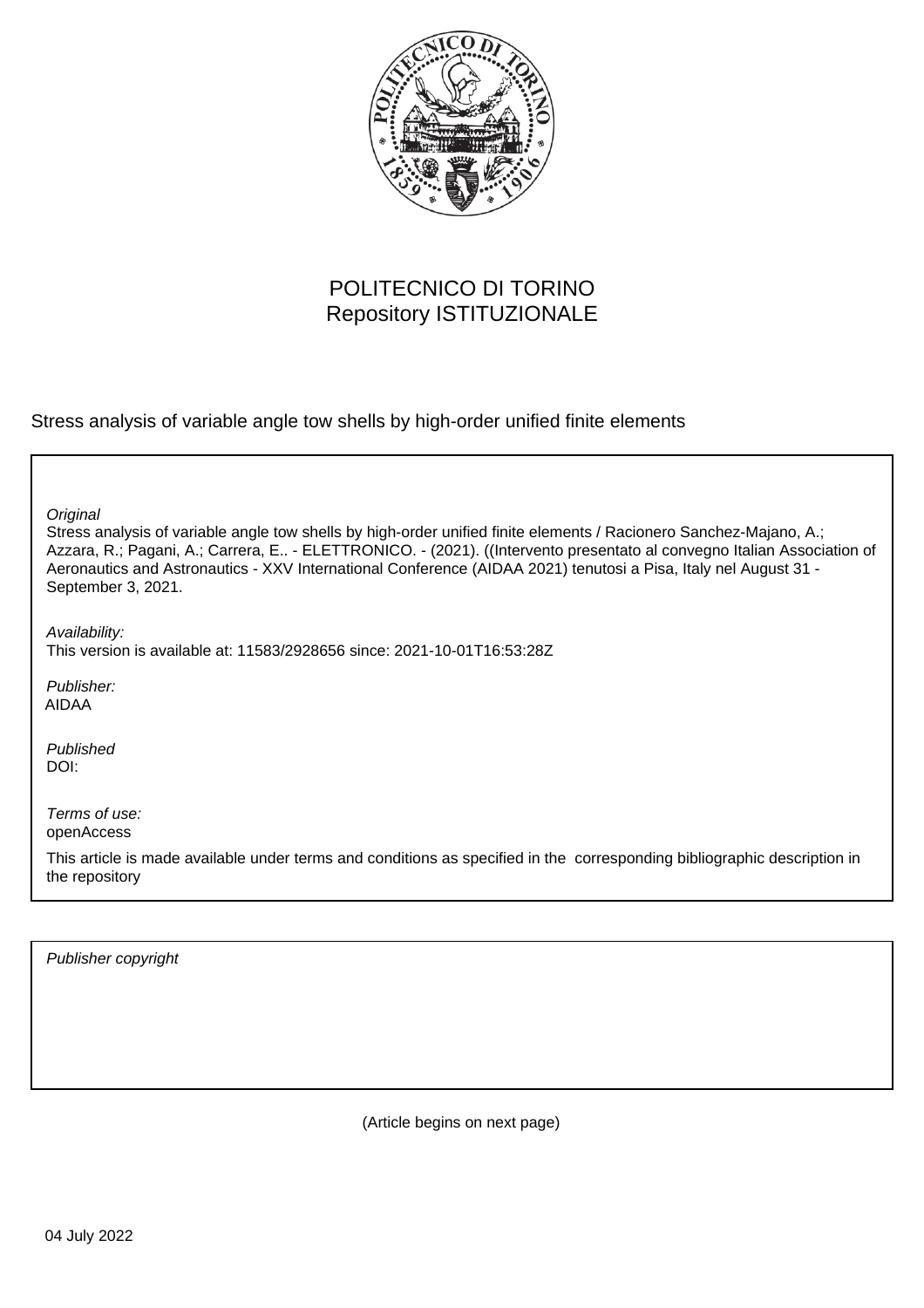POLITECNICO DI TORINO
Repository ISTITUZIONALE

Stress analysis of variable angle tow shells by high-order unified finite elements

*Original*
Stress analysis of variable angle tow shells by high-order unified finite elements / Racionero Sanchez-Majano, A.; Azzara, R.; Pagani, A.; Carrera, E.. - ELETTRONICO. - (2021). ((Intervento presentato al convegno Italian Association of Aeronautics and Astronautics - XXV International Conference (AIDAA 2021) tenutosi a Pisa, Italy nel August 31 - September 3, 2021.

*Availability:*
This version is available at: 11583/2928656 since: 2021-10-01T16:53:28Z

*Publisher:*
AIDAA

*Published*
DOI:

*Terms of use:*
openAccess

This article is made available under terms and conditions as specified in the corresponding bibliographic description in the repository

*Publisher copyright*

(Article begins on next page)

04 July 2022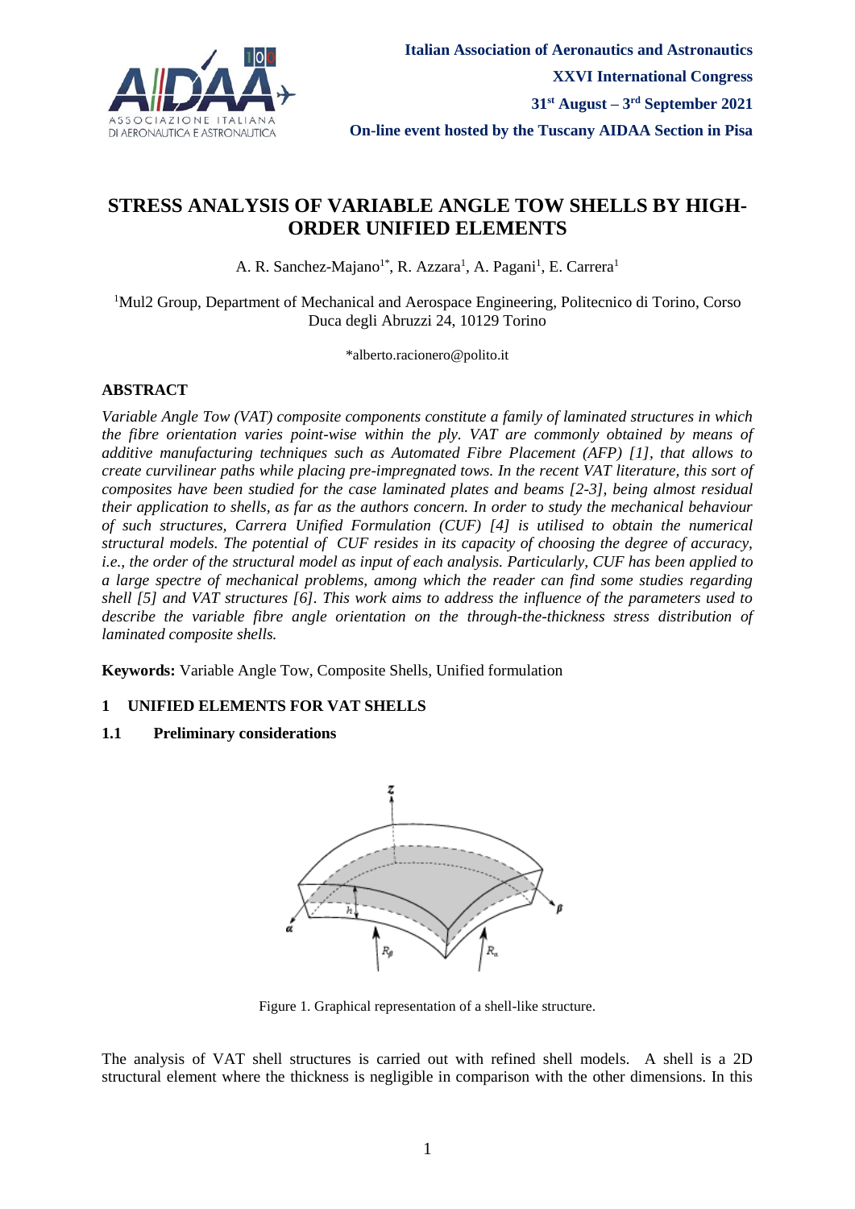## STRESS ANALYSIS OF VARIABLE ANGLE TOW SHELLS BY HIGH-ORDER UNIFIED ELEMENTS

A. R. Sanchez-Majano[1*], R. Azzara[1], A. Pagani[1], E. Carrera[1]

[1]Mul2 Group, Department of Mechanical and Aerospace Engineering, Politecnico di Torino, Corso Duca degli Abruzzi 24, 10129 Torino

*alberto.racionero@polito.it

### ABSTRACT

*Variable Angle Tow (VAT) composite components constitute a family of laminated structures in which the fibre orientation varies point-wise within the ply. VAT are commonly obtained by means of additive manufacturing techniques such as Automated Fibre Placement (AFP) [1], that allows to create curvilinear paths while placing pre-impregnated tows. In the recent VAT literature, this sort of composites have been studied for the case laminated plates and beams [2-3], being almost residual their application to shells, as far as the authors concern. In order to study the mechanical behaviour of such structures, Carrera Unified Formulation (CUF) [4] is utilised to obtain the numerical structural models. The potential of CUF resides in its capacity of choosing the degree of accuracy, i.e., the order of the structural model as input of each analysis. Particularly, CUF has been applied to a large spectre of mechanical problems, among which the reader can find some studies regarding shell [5] and VAT structures [6]. This work aims to address the influence of the parameters used to describe the variable fibre angle orientation on the through-the-thickness stress distribution of laminated composite shells.*

**Keywords:** Variable Angle Tow, Composite Shells, Unified formulation

### 1 UNIFIED ELEMENTS FOR VAT SHELLS

#### 1.1 Preliminary considerations

Figure 1. Graphical representation of a shell-like structure.

The analysis of VAT shell structures is carried out with refined shell models. A shell is a 2D structural element where the thickness is negligible in comparison with the other dimensions. In this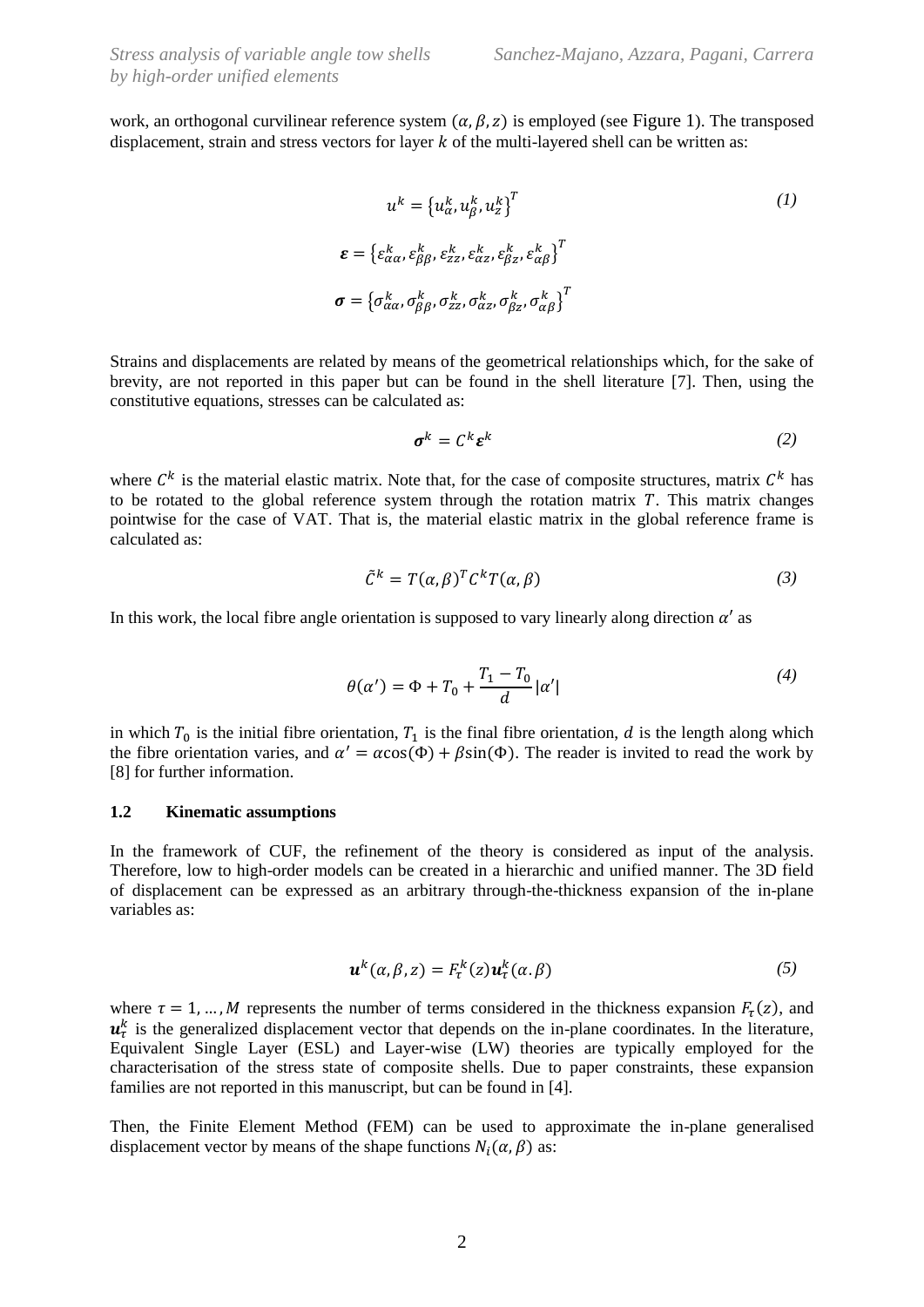work, an orthogonal curvilinear reference system $(\alpha, \beta, z)$ is employed (see Figure 1). The transposed displacement, strain and stress vectors for layer $k$ of the multi-layered shell can be written as:

$$u^k = \{u^k_\alpha, u^k_\beta, u^k_z\}^T \tag{1}$$

$$\boldsymbol{\varepsilon} = \{\varepsilon^k_{\alpha\alpha}, \varepsilon^k_{\beta\beta}, \varepsilon^k_{zz}, \varepsilon^k_{\alpha z}, \varepsilon^k_{\beta z}, \varepsilon^k_{\alpha\beta}\}^T$$

$$\boldsymbol{\sigma} = \{\sigma^k_{\alpha\alpha}, \sigma^k_{\beta\beta}, \sigma^k_{zz}, \sigma^k_{\alpha z}, \sigma^k_{\beta z}, \sigma^k_{\alpha\beta}\}^T$$

Strains and displacements are related by means of the geometrical relationships which, for the sake of brevity, are not reported in this paper but can be found in the shell literature [7]. Then, using the constitutive equations, stresses can be calculated as:

$$\boldsymbol{\sigma}^k = C^k \boldsymbol{\varepsilon}^k \tag{2}$$

where $C^k$ is the material elastic matrix. Note that, for the case of composite structures, matrix $C^k$ has to be rotated to the global reference system through the rotation matrix $T$. This matrix changes pointwise for the case of VAT. That is, the material elastic matrix in the global reference frame is calculated as:

$$\tilde{C}^k = T(\alpha, \beta)^T C^k T(\alpha, \beta) \tag{3}$$

In this work, the local fibre angle orientation is supposed to vary linearly along direction $\alpha'$ as

$$\theta(\alpha') = \Phi + T_0 + \frac{T_1 - T_0}{d}|\alpha'| \tag{4}$$

in which $T_0$ is the initial fibre orientation, $T_1$ is the final fibre orientation, $d$ is the length along which the fibre orientation varies, and $\alpha' = \alpha\cos(\Phi) + \beta\sin(\Phi)$. The reader is invited to read the work by [8] for further information.

### 1.2 Kinematic assumptions

In the framework of CUF, the refinement of the theory is considered as input of the analysis. Therefore, low to high-order models can be created in a hierarchic and unified manner. The 3D field of displacement can be expressed as an arbitrary through-the-thickness expansion of the in-plane variables as:

$$\boldsymbol{u}^k(\alpha, \beta, z) = F^k_\tau(z)\boldsymbol{u}^k_\tau(\alpha.\beta) \tag{5}$$

where $\tau = 1, \dots, M$ represents the number of terms considered in the thickness expansion $F_\tau(z)$, and $\boldsymbol{u}^k_\tau$ is the generalized displacement vector that depends on the in-plane coordinates. In the literature, Equivalent Single Layer (ESL) and Layer-wise (LW) theories are typically employed for the characterisation of the stress state of composite shells. Due to paper constraints, these expansion families are not reported in this manuscript, but can be found in [4].

Then, the Finite Element Method (FEM) can be used to approximate the in-plane generalised displacement vector by means of the shape functions $N_i(\alpha, \beta)$ as: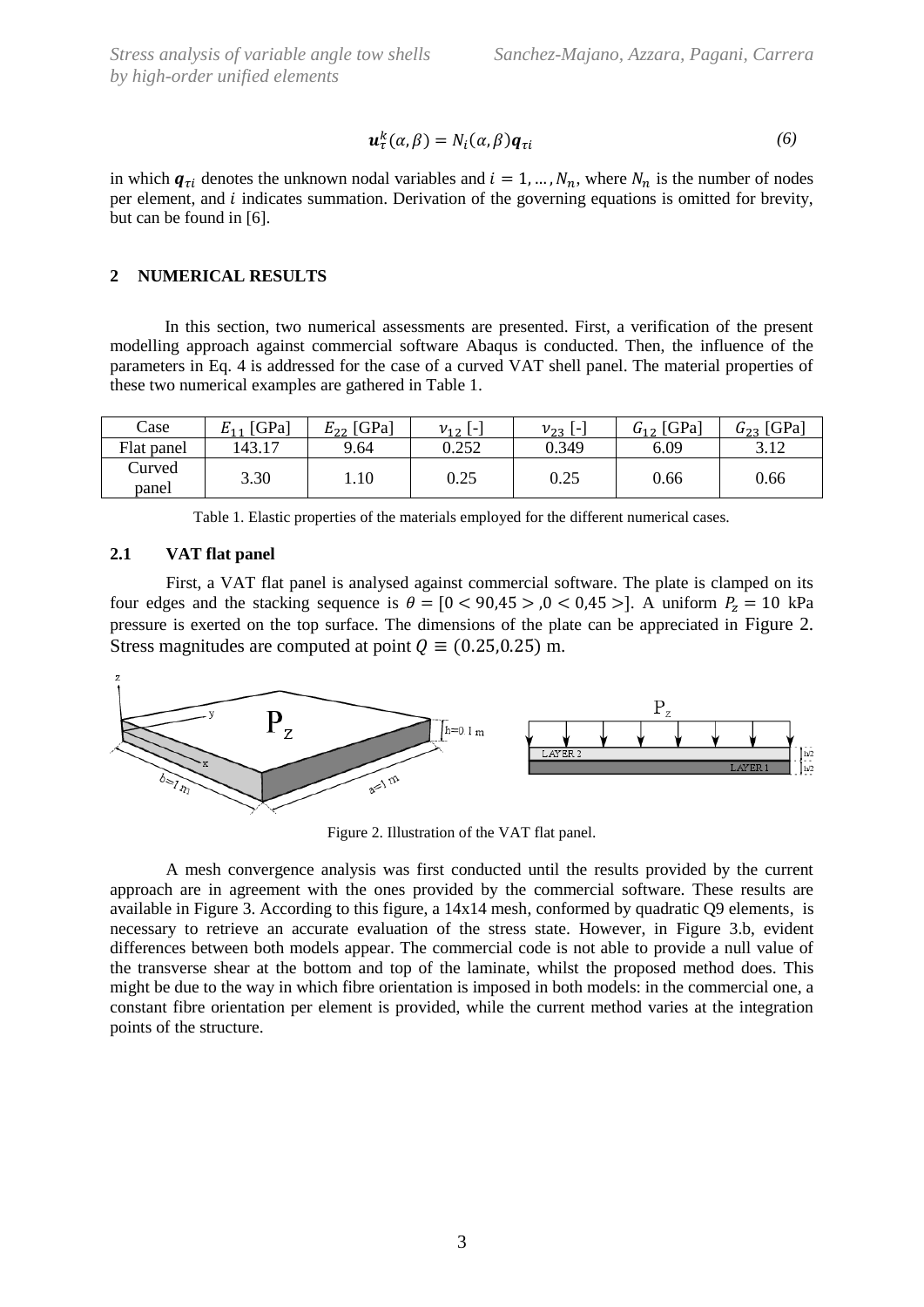$$\boldsymbol{u}_{\tau}^{k}(\alpha,\beta)=N_{i}(\alpha,\beta)\boldsymbol{q}_{\tau i} \tag{6}$$

in which $\boldsymbol{q}_{\tau i}$ denotes the unknown nodal variables and $i = 1, \ldots, N_n$, where $N_n$ is the number of nodes per element, and $i$ indicates summation. Derivation of the governing equations is omitted for brevity, but can be found in [6].

## 2 NUMERICAL RESULTS

In this section, two numerical assessments are presented. First, a verification of the present modelling approach against commercial software Abaqus is conducted. Then, the influence of the parameters in Eq. 4 is addressed for the case of a curved VAT shell panel. The material properties of these two numerical examples are gathered in Table 1.

| Case | $E_{11}$ [GPa] | $E_{22}$ [GPa] | $\nu_{12}$ [-] | $\nu_{23}$ [-] | $G_{12}$ [GPa] | $G_{23}$ [GPa] |
|---|---|---|---|---|---|---|
| Flat panel | 143.17 | 9.64 | 0.252 | 0.349 | 6.09 | 3.12 |
| Curved panel | 3.30 | 1.10 | 0.25 | 0.25 | 0.66 | 0.66 |

Table 1. Elastic properties of the materials employed for the different numerical cases.

### 2.1 VAT flat panel

First, a VAT flat panel is analysed against commercial software. The plate is clamped on its four edges and the stacking sequence is $\theta = [0 < 90{,}45 >, 0 < 0{,}45 >]$. A uniform $P_z = 10$ kPa pressure is exerted on the top surface. The dimensions of the plate can be appreciated in Figure 2. Stress magnitudes are computed at point $Q \equiv (0.25{,}0.25)$ m.

Figure 2. Illustration of the VAT flat panel.

A mesh convergence analysis was first conducted until the results provided by the current approach are in agreement with the ones provided by the commercial software. These results are available in Figure 3. According to this figure, a 14x14 mesh, conformed by quadratic Q9 elements, is necessary to retrieve an accurate evaluation of the stress state. However, in Figure 3.b, evident differences between both models appear. The commercial code is not able to provide a null value of the transverse shear at the bottom and top of the laminate, whilst the proposed method does. This might be due to the way in which fibre orientation is imposed in both models: in the commercial one, a constant fibre orientation per element is provided, while the current method varies at the integration points of the structure.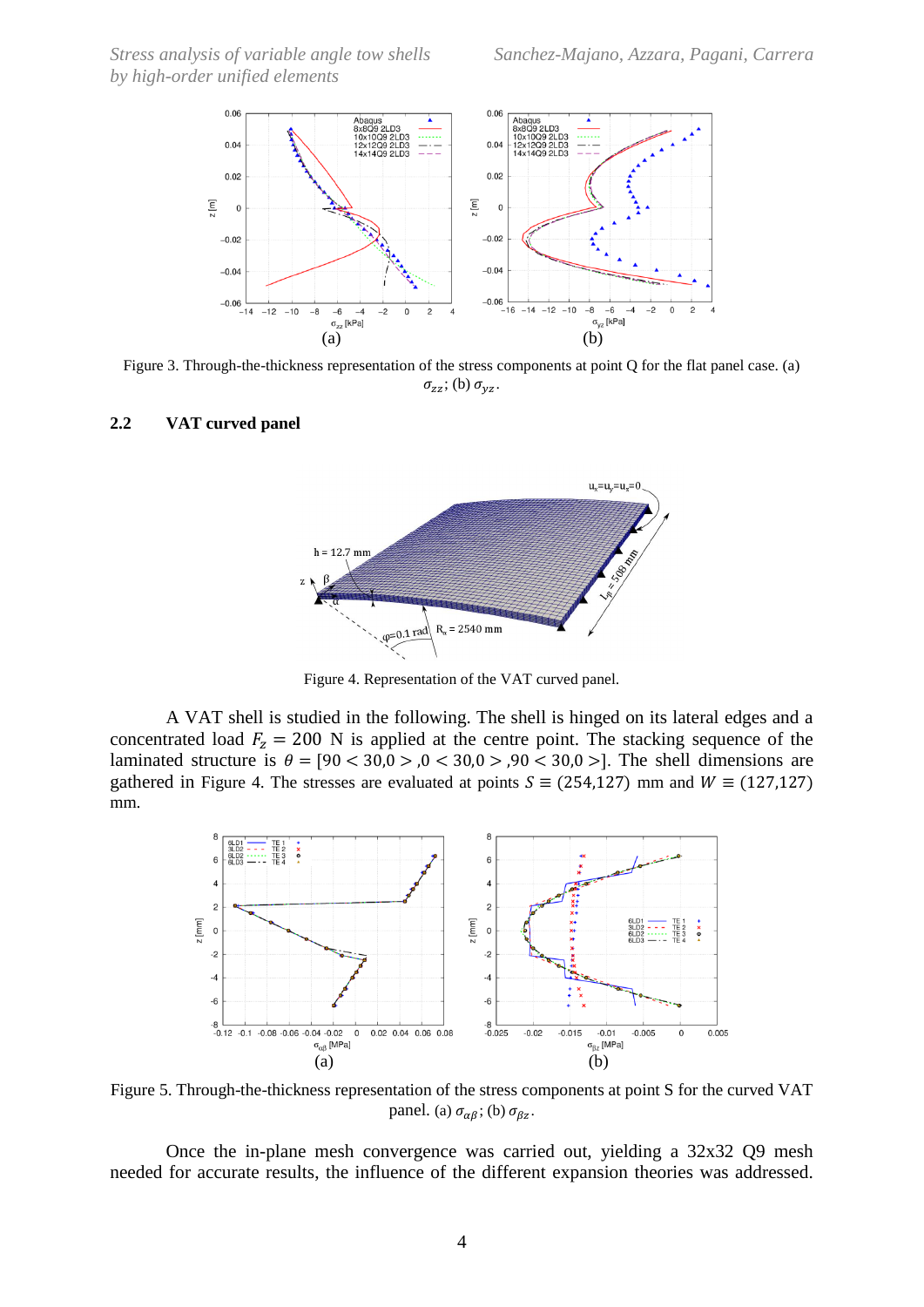Figure 3. Through-the-thickness representation of the stress components at point Q for the flat panel case. (a) $\sigma_{zz}$; (b) $\sigma_{yz}$.

## 2.2 VAT curved panel

Figure 4. Representation of the VAT curved panel.

A VAT shell is studied in the following. The shell is hinged on its lateral edges and a concentrated load $F_z = 200$ N is applied at the centre point. The stacking sequence of the laminated structure is $\theta = [90 < 30{,}0 > ,0 < 30{,}0 > ,90 < 30{,}0 >]$. The shell dimensions are gathered in Figure 4. The stresses are evaluated at points $S \equiv (254{,}127)$ mm and $W \equiv (127{,}127)$ mm.

Figure 5. Through-the-thickness representation of the stress components at point S for the curved VAT panel. (a) $\sigma_{\alpha\beta}$; (b) $\sigma_{\beta z}$.

Once the in-plane mesh convergence was carried out, yielding a 32x32 Q9 mesh needed for accurate results, the influence of the different expansion theories was addressed.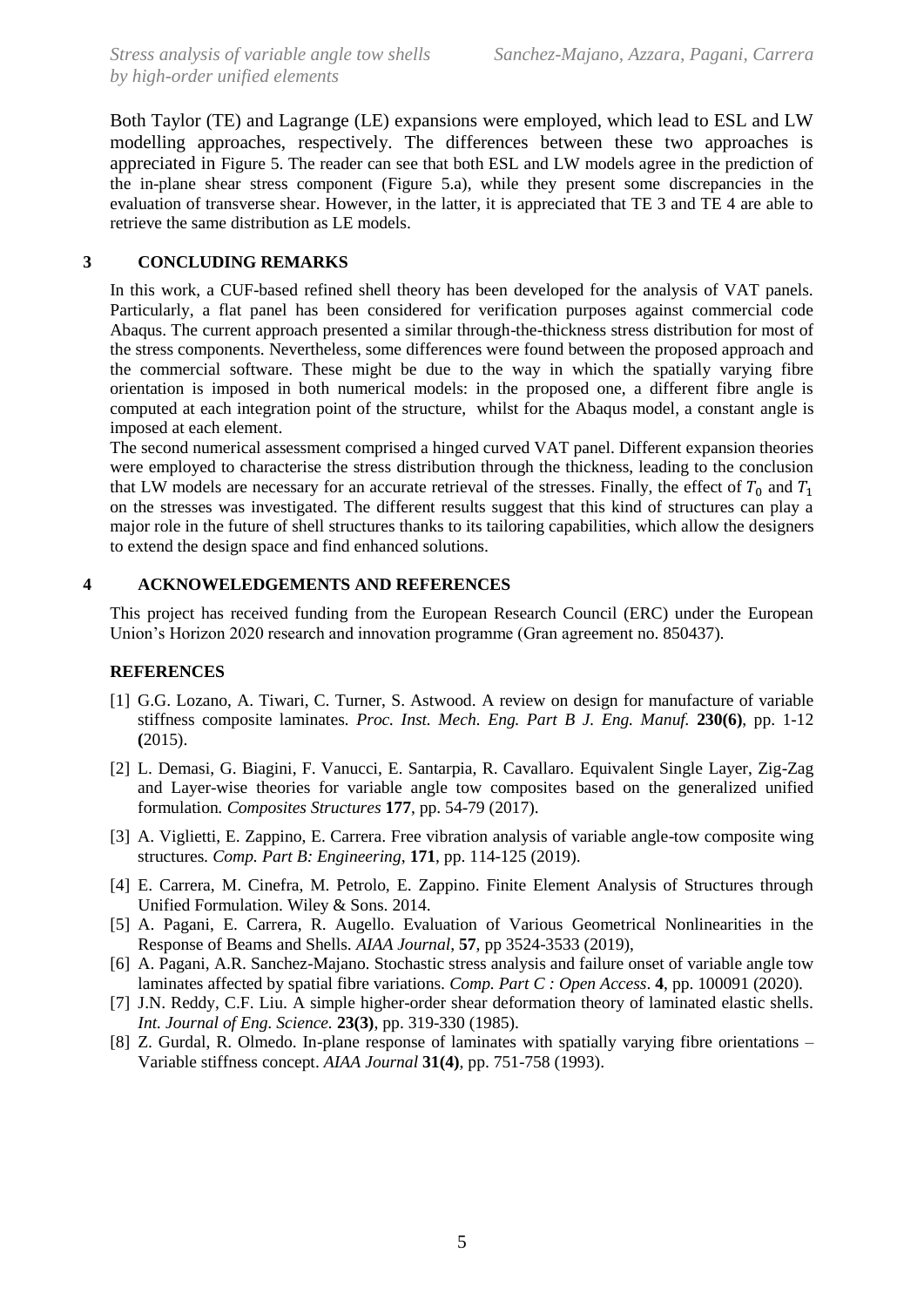Both Taylor (TE) and Lagrange (LE) expansions were employed, which lead to ESL and LW modelling approaches, respectively. The differences between these two approaches is appreciated in Figure 5. The reader can see that both ESL and LW models agree in the prediction of the in-plane shear stress component (Figure 5.a), while they present some discrepancies in the evaluation of transverse shear. However, in the latter, it is appreciated that TE 3 and TE 4 are able to retrieve the same distribution as LE models.

## 3 CONCLUDING REMARKS

In this work, a CUF-based refined shell theory has been developed for the analysis of VAT panels. Particularly, a flat panel has been considered for verification purposes against commercial code Abaqus. The current approach presented a similar through-the-thickness stress distribution for most of the stress components. Nevertheless, some differences were found between the proposed approach and the commercial software. These might be due to the way in which the spatially varying fibre orientation is imposed in both numerical models: in the proposed one, a different fibre angle is computed at each integration point of the structure, whilst for the Abaqus model, a constant angle is imposed at each element.

The second numerical assessment comprised a hinged curved VAT panel. Different expansion theories were employed to characterise the stress distribution through the thickness, leading to the conclusion that LW models are necessary for an accurate retrieval of the stresses. Finally, the effect of $T_0$ and $T_1$ on the stresses was investigated. The different results suggest that this kind of structures can play a major role in the future of shell structures thanks to its tailoring capabilities, which allow the designers to extend the design space and find enhanced solutions.

## 4 ACKNOWELEDGEMENTS AND REFERENCES

This project has received funding from the European Research Council (ERC) under the European Union's Horizon 2020 research and innovation programme (Gran agreement no. 850437).

### REFERENCES

[1] G.G. Lozano, A. Tiwari, C. Turner, S. Astwood. A review on design for manufacture of variable stiffness composite laminates. *Proc. Inst. Mech. Eng. Part B J. Eng. Manuf.* **230(6)**, pp. 1-12 **(**2015).

[2] L. Demasi, G. Biagini, F. Vanucci, E. Santarpia, R. Cavallaro. Equivalent Single Layer, Zig-Zag and Layer-wise theories for variable angle tow composites based on the generalized unified formulation. *Composites Structures* **177**, pp. 54-79 (2017).

[3] A. Viglietti, E. Zappino, E. Carrera. Free vibration analysis of variable angle-tow composite wing structures. *Comp. Part B: Engineering*, **171**, pp. 114-125 (2019).

[4] E. Carrera, M. Cinefra, M. Petrolo, E. Zappino. Finite Element Analysis of Structures through Unified Formulation. Wiley & Sons. 2014.

[5] A. Pagani, E. Carrera, R. Augello. Evaluation of Various Geometrical Nonlinearities in the Response of Beams and Shells. *AIAA Journal*, **57**, pp 3524-3533 (2019),

[6] A. Pagani, A.R. Sanchez-Majano. Stochastic stress analysis and failure onset of variable angle tow laminates affected by spatial fibre variations. *Comp. Part C : Open Access*. **4**, pp. 100091 (2020).

[7] J.N. Reddy, C.F. Liu. A simple higher-order shear deformation theory of laminated elastic shells. *Int. Journal of Eng. Science.* **23(3)**, pp. 319-330 (1985).

[8] Z. Gurdal, R. Olmedo. In-plane response of laminates with spatially varying fibre orientations – Variable stiffness concept. *AIAA Journal* **31(4)**, pp. 751-758 (1993).